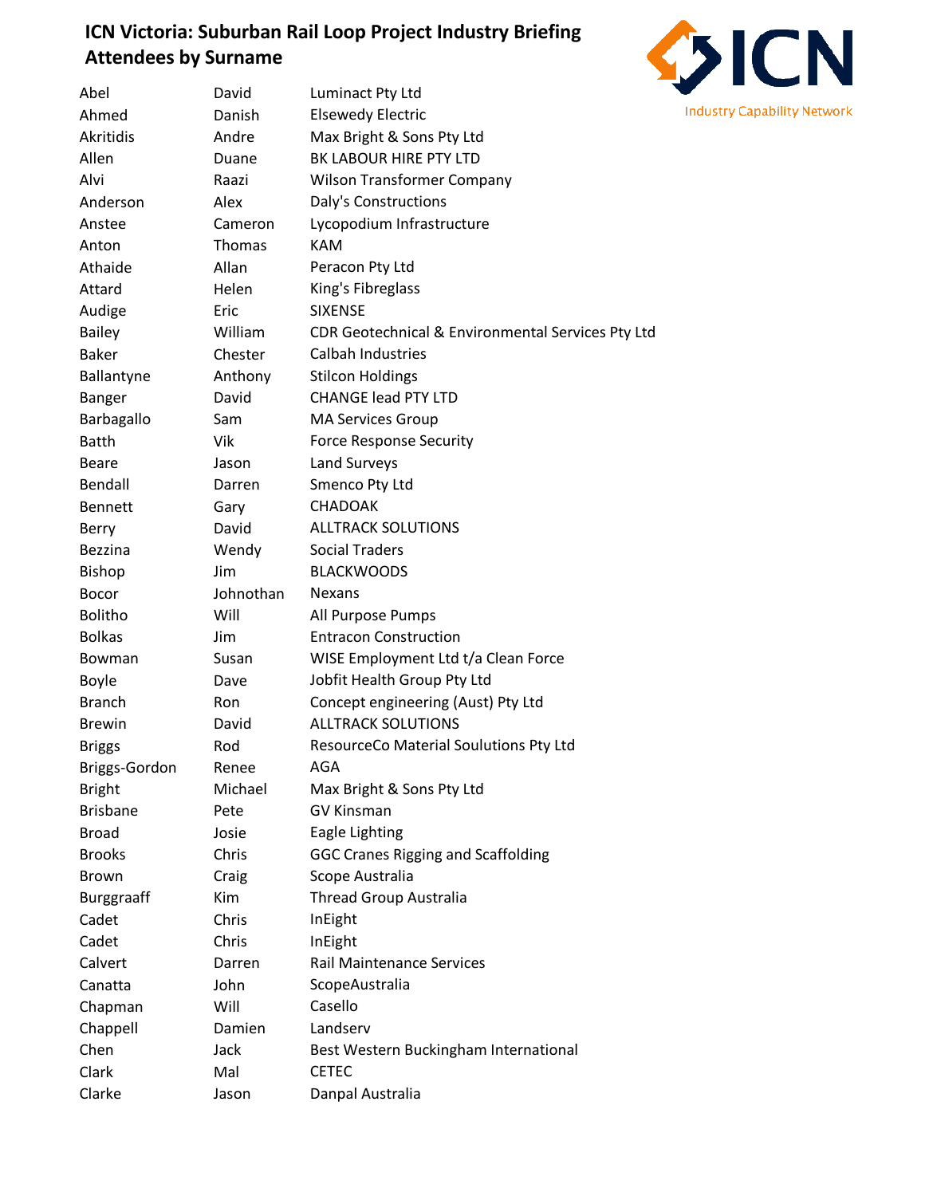# ICN Victoria: Suburban Rail Loop Project Industry Briefing Attendees by Surname

| Surname | First Name | Company |
|---|---|---|
| Abel | David | Luminact Pty Ltd |
| Ahmed | Danish | Elsewedy Electric |
| Akritidis | Andre | Max Bright & Sons Pty Ltd |
| Allen | Duane | BK LABOUR HIRE PTY LTD |
| Alvi | Raazi | Wilson Transformer Company |
| Anderson | Alex | Daly's Constructions |
| Anstee | Cameron | Lycopodium Infrastructure |
| Anton | Thomas | KAM |
| Athaide | Allan | Peracon Pty Ltd |
| Attard | Helen | King's Fibreglass |
| Audige | Eric | SIXENSE |
| Bailey | William | CDR Geotechnical & Environmental Services Pty Ltd |
| Baker | Chester | Calbah Industries |
| Ballantyne | Anthony | Stilcon Holdings |
| Banger | David | CHANGE lead PTY LTD |
| Barbagallo | Sam | MA Services Group |
| Batth | Vik | Force Response Security |
| Beare | Jason | Land Surveys |
| Bendall | Darren | Smenco Pty Ltd |
| Bennett | Gary | CHADOAK |
| Berry | David | ALLTRACK SOLUTIONS |
| Bezzina | Wendy | Social Traders |
| Bishop | Jim | BLACKWOODS |
| Bocor | Johnothan | Nexans |
| Bolitho | Will | All Purpose Pumps |
| Bolkas | Jim | Entracon Construction |
| Bowman | Susan | WISE Employment Ltd t/a Clean Force |
| Boyle | Dave | Jobfit Health Group Pty Ltd |
| Branch | Ron | Concept engineering (Aust) Pty Ltd |
| Brewin | David | ALLTRACK SOLUTIONS |
| Briggs | Rod | ResourceCo Material Soulutions Pty Ltd |
| Briggs-Gordon | Renee | AGA |
| Bright | Michael | Max Bright & Sons Pty Ltd |
| Brisbane | Pete | GV Kinsman |
| Broad | Josie | Eagle Lighting |
| Brooks | Chris | GGC Cranes Rigging and Scaffolding |
| Brown | Craig | Scope Australia |
| Burggraaff | Kim | Thread Group Australia |
| Cadet | Chris | InEight |
| Cadet | Chris | InEight |
| Calvert | Darren | Rail Maintenance Services |
| Canatta | John | ScopeAustralia |
| Chapman | Will | Casello |
| Chappell | Damien | Landserv |
| Chen | Jack | Best Western Buckingham International |
| Clark | Mal | CETEC |
| Clarke | Jason | Danpal Australia |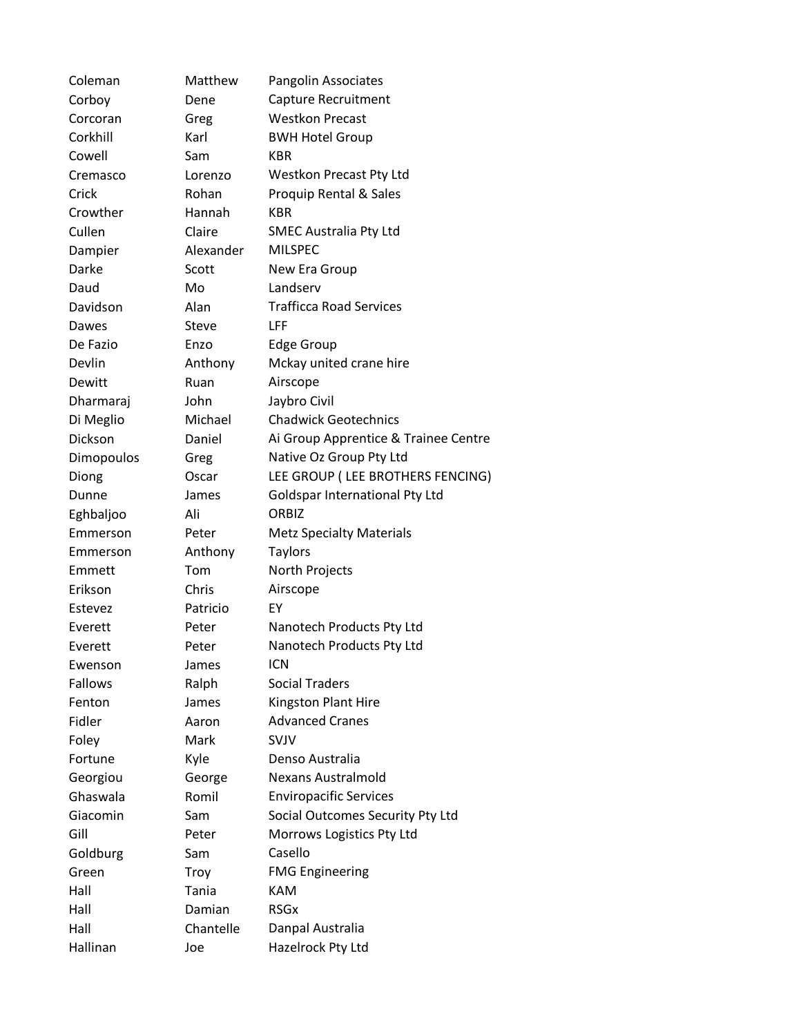| | | |
|---|---|---|
| Coleman | Matthew | Pangolin Associates |
| Corboy | Dene | Capture Recruitment |
| Corcoran | Greg | Westkon Precast |
| Corkhill | Karl | BWH Hotel Group |
| Cowell | Sam | KBR |
| Cremasco | Lorenzo | Westkon Precast Pty Ltd |
| Crick | Rohan | Proquip Rental & Sales |
| Crowther | Hannah | KBR |
| Cullen | Claire | SMEC Australia Pty Ltd |
| Dampier | Alexander | MILSPEC |
| Darke | Scott | New Era Group |
| Daud | Mo | Landserv |
| Davidson | Alan | Trafficca Road Services |
| Dawes | Steve | LFF |
| De Fazio | Enzo | Edge Group |
| Devlin | Anthony | Mckay united crane hire |
| Dewitt | Ruan | Airscope |
| Dharmaraj | John | Jaybro Civil |
| Di Meglio | Michael | Chadwick Geotechnics |
| Dickson | Daniel | Ai Group Apprentice & Trainee Centre |
| Dimopoulos | Greg | Native Oz Group Pty Ltd |
| Diong | Oscar | LEE GROUP ( LEE BROTHERS FENCING) |
| Dunne | James | Goldspar International Pty Ltd |
| Eghbaljoo | Ali | ORBIZ |
| Emmerson | Peter | Metz Specialty Materials |
| Emmerson | Anthony | Taylors |
| Emmett | Tom | North Projects |
| Erikson | Chris | Airscope |
| Estevez | Patricio | EY |
| Everett | Peter | Nanotech Products Pty Ltd |
| Everett | Peter | Nanotech Products Pty Ltd |
| Ewenson | James | ICN |
| Fallows | Ralph | Social Traders |
| Fenton | James | Kingston Plant Hire |
| Fidler | Aaron | Advanced Cranes |
| Foley | Mark | SVJV |
| Fortune | Kyle | Denso Australia |
| Georgiou | George | Nexans Australmold |
| Ghaswala | Romil | Enviropacific Services |
| Giacomin | Sam | Social Outcomes Security Pty Ltd |
| Gill | Peter | Morrows Logistics Pty Ltd |
| Goldburg | Sam | Casello |
| Green | Troy | FMG Engineering |
| Hall | Tania | KAM |
| Hall | Damian | RSGx |
| Hall | Chantelle | Danpal Australia |
| Hallinan | Joe | Hazelrock Pty Ltd |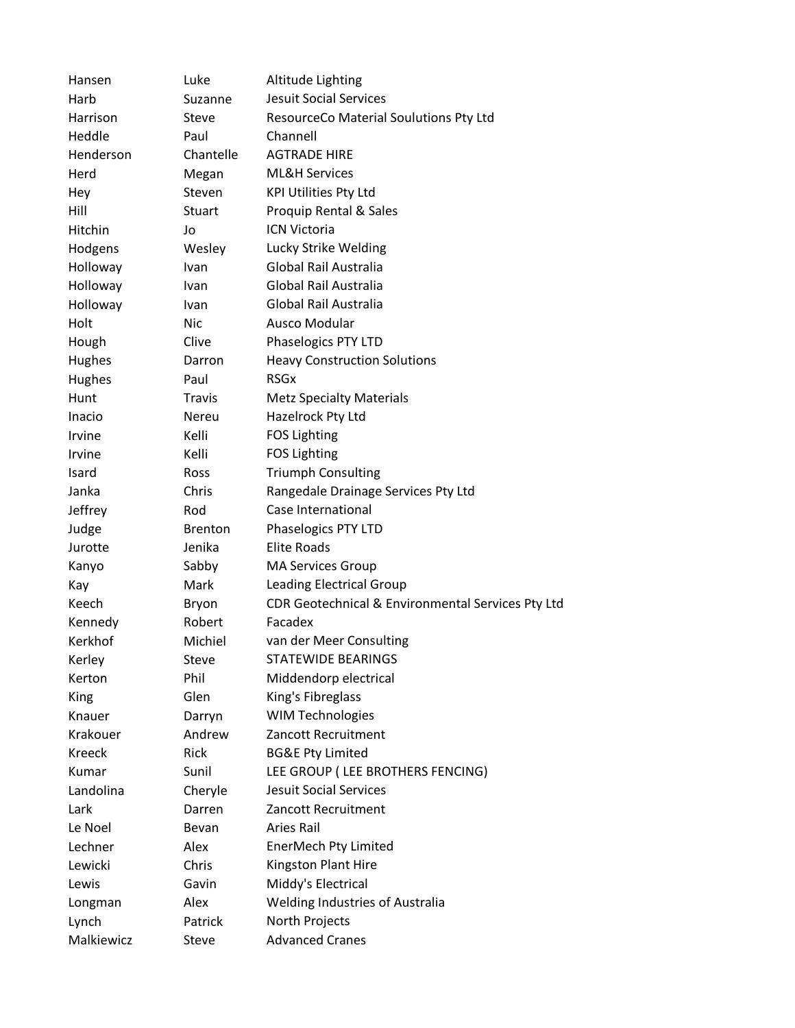| | | |
|---|---|---|
| Hansen | Luke | Altitude Lighting |
| Harb | Suzanne | Jesuit Social Services |
| Harrison | Steve | ResourceCo Material Soulutions Pty Ltd |
| Heddle | Paul | Channell |
| Henderson | Chantelle | AGTRADE HIRE |
| Herd | Megan | ML&H Services |
| Hey | Steven | KPI Utilities Pty Ltd |
| Hill | Stuart | Proquip Rental & Sales |
| Hitchin | Jo | ICN Victoria |
| Hodgens | Wesley | Lucky Strike Welding |
| Holloway | Ivan | Global Rail Australia |
| Holloway | Ivan | Global Rail Australia |
| Holloway | Ivan | Global Rail Australia |
| Holt | Nic | Ausco Modular |
| Hough | Clive | Phaselogics PTY LTD |
| Hughes | Darron | Heavy Construction Solutions |
| Hughes | Paul | RSGx |
| Hunt | Travis | Metz Specialty Materials |
| Inacio | Nereu | Hazelrock Pty Ltd |
| Irvine | Kelli | FOS Lighting |
| Irvine | Kelli | FOS Lighting |
| Isard | Ross | Triumph Consulting |
| Janka | Chris | Rangedale Drainage Services Pty Ltd |
| Jeffrey | Rod | Case International |
| Judge | Brenton | Phaselogics PTY LTD |
| Jurotte | Jenika | Elite Roads |
| Kanyo | Sabby | MA Services Group |
| Kay | Mark | Leading Electrical Group |
| Keech | Bryon | CDR Geotechnical & Environmental Services Pty Ltd |
| Kennedy | Robert | Facadex |
| Kerkhof | Michiel | van der Meer Consulting |
| Kerley | Steve | STATEWIDE BEARINGS |
| Kerton | Phil | Middendorp electrical |
| King | Glen | King's Fibreglass |
| Knauer | Darryn | WIM Technologies |
| Krakouer | Andrew | Zancott Recruitment |
| Kreeck | Rick | BG&E Pty Limited |
| Kumar | Sunil | LEE GROUP ( LEE BROTHERS FENCING) |
| Landolina | Cheryle | Jesuit Social Services |
| Lark | Darren | Zancott Recruitment |
| Le Noel | Bevan | Aries Rail |
| Lechner | Alex | EnerMech Pty Limited |
| Lewicki | Chris | Kingston Plant Hire |
| Lewis | Gavin | Middy's Electrical |
| Longman | Alex | Welding Industries of Australia |
| Lynch | Patrick | North Projects |
| Malkiewicz | Steve | Advanced Cranes |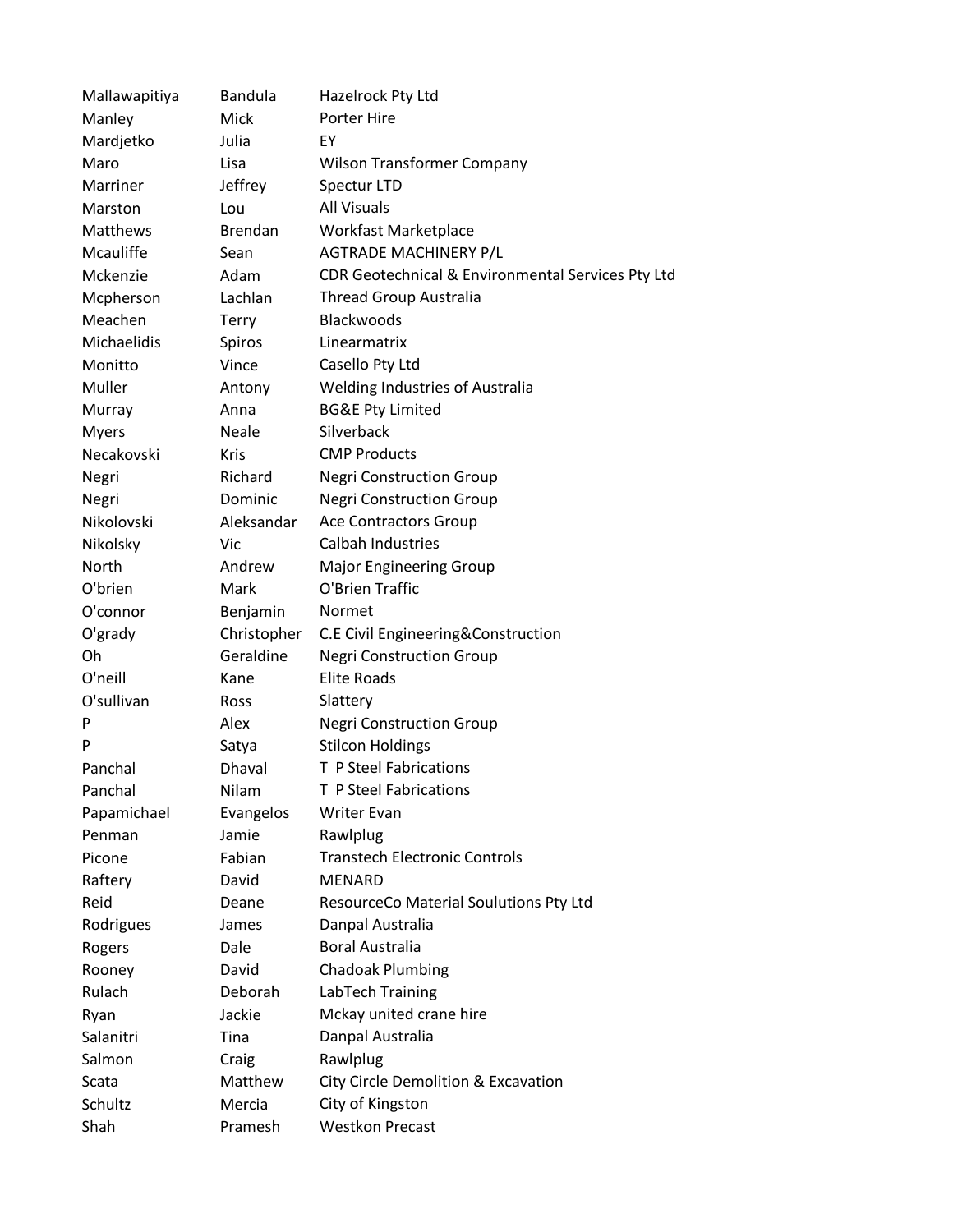| | | |
|---|---|---|
| Mallawapitiya | Bandula | Hazelrock Pty Ltd |
| Manley | Mick | Porter Hire |
| Mardjetko | Julia | EY |
| Maro | Lisa | Wilson Transformer Company |
| Marriner | Jeffrey | Spectur LTD |
| Marston | Lou | All Visuals |
| Matthews | Brendan | Workfast Marketplace |
| Mcauliffe | Sean | AGTRADE MACHINERY P/L |
| Mckenzie | Adam | CDR Geotechnical & Environmental Services Pty Ltd |
| Mcpherson | Lachlan | Thread Group Australia |
| Meachen | Terry | Blackwoods |
| Michaelidis | Spiros | Linearmatrix |
| Monitto | Vince | Casello Pty Ltd |
| Muller | Antony | Welding Industries of Australia |
| Murray | Anna | BG&E Pty Limited |
| Myers | Neale | Silverback |
| Necakovski | Kris | CMP Products |
| Negri | Richard | Negri Construction Group |
| Negri | Dominic | Negri Construction Group |
| Nikolovski | Aleksandar | Ace Contractors Group |
| Nikolsky | Vic | Calbah Industries |
| North | Andrew | Major Engineering Group |
| O'brien | Mark | O'Brien Traffic |
| O'connor | Benjamin | Normet |
| O'grady | Christopher | C.E Civil Engineering&Construction |
| Oh | Geraldine | Negri Construction Group |
| O'neill | Kane | Elite Roads |
| O'sullivan | Ross | Slattery |
| P | Alex | Negri Construction Group |
| P | Satya | Stilcon Holdings |
| Panchal | Dhaval | T P Steel Fabrications |
| Panchal | Nilam | T P Steel Fabrications |
| Papamichael | Evangelos | Writer Evan |
| Penman | Jamie | Rawlplug |
| Picone | Fabian | Transtech Electronic Controls |
| Raftery | David | MENARD |
| Reid | Deane | ResourceCo Material Soulutions Pty Ltd |
| Rodrigues | James | Danpal Australia |
| Rogers | Dale | Boral Australia |
| Rooney | David | Chadoak Plumbing |
| Rulach | Deborah | LabTech Training |
| Ryan | Jackie | Mckay united crane hire |
| Salanitri | Tina | Danpal Australia |
| Salmon | Craig | Rawlplug |
| Scata | Matthew | City Circle Demolition & Excavation |
| Schultz | Mercia | City of Kingston |
| Shah | Pramesh | Westkon Precast |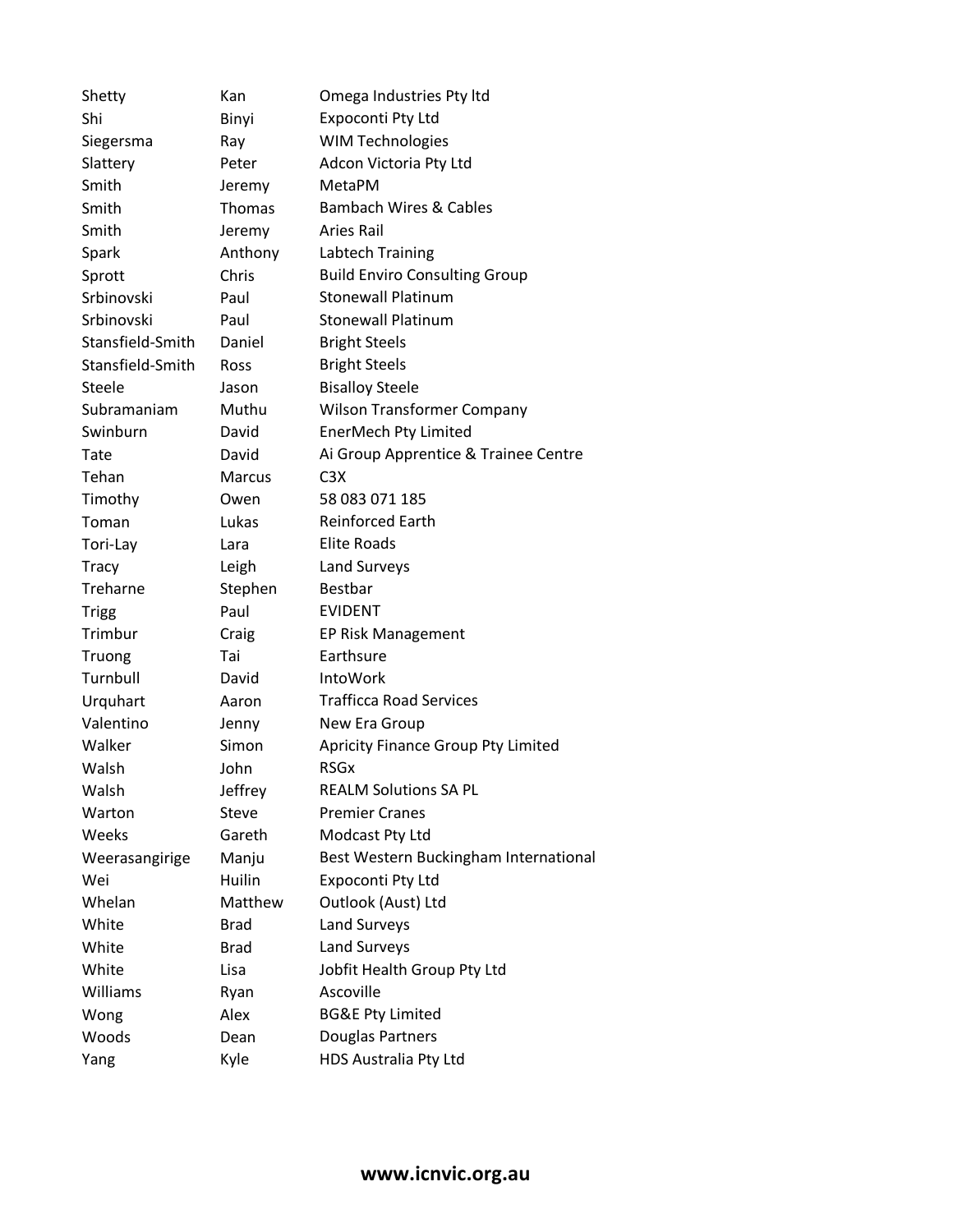| | | |
|---|---|---|
| Shetty | Kan | Omega Industries Pty ltd |
| Shi | Binyi | Expoconti Pty Ltd |
| Siegersma | Ray | WIM Technologies |
| Slattery | Peter | Adcon Victoria Pty Ltd |
| Smith | Jeremy | MetaPM |
| Smith | Thomas | Bambach Wires & Cables |
| Smith | Jeremy | Aries Rail |
| Spark | Anthony | Labtech Training |
| Sprott | Chris | Build Enviro Consulting Group |
| Srbinovski | Paul | Stonewall Platinum |
| Srbinovski | Paul | Stonewall Platinum |
| Stansfield-Smith | Daniel | Bright Steels |
| Stansfield-Smith | Ross | Bright Steels |
| Steele | Jason | Bisalloy Steele |
| Subramaniam | Muthu | Wilson Transformer Company |
| Swinburn | David | EnerMech Pty Limited |
| Tate | David | Ai Group Apprentice & Trainee Centre |
| Tehan | Marcus | C3X |
| Timothy | Owen | 58 083 071 185 |
| Toman | Lukas | Reinforced Earth |
| Tori-Lay | Lara | Elite Roads |
| Tracy | Leigh | Land Surveys |
| Treharne | Stephen | Bestbar |
| Trigg | Paul | EVIDENT |
| Trimbur | Craig | EP Risk Management |
| Truong | Tai | Earthsure |
| Turnbull | David | IntoWork |
| Urquhart | Aaron | Trafficca Road Services |
| Valentino | Jenny | New Era Group |
| Walker | Simon | Apricity Finance Group Pty Limited |
| Walsh | John | RSGx |
| Walsh | Jeffrey | REALM Solutions SA PL |
| Warton | Steve | Premier Cranes |
| Weeks | Gareth | Modcast Pty Ltd |
| Weerasangirige | Manju | Best Western Buckingham International |
| Wei | Huilin | Expoconti Pty Ltd |
| Whelan | Matthew | Outlook (Aust) Ltd |
| White | Brad | Land Surveys |
| White | Brad | Land Surveys |
| White | Lisa | Jobfit Health Group Pty Ltd |
| Williams | Ryan | Ascoville |
| Wong | Alex | BG&E Pty Limited |
| Woods | Dean | Douglas Partners |
| Yang | Kyle | HDS Australia Pty Ltd |

**www.icnvic.org.au**